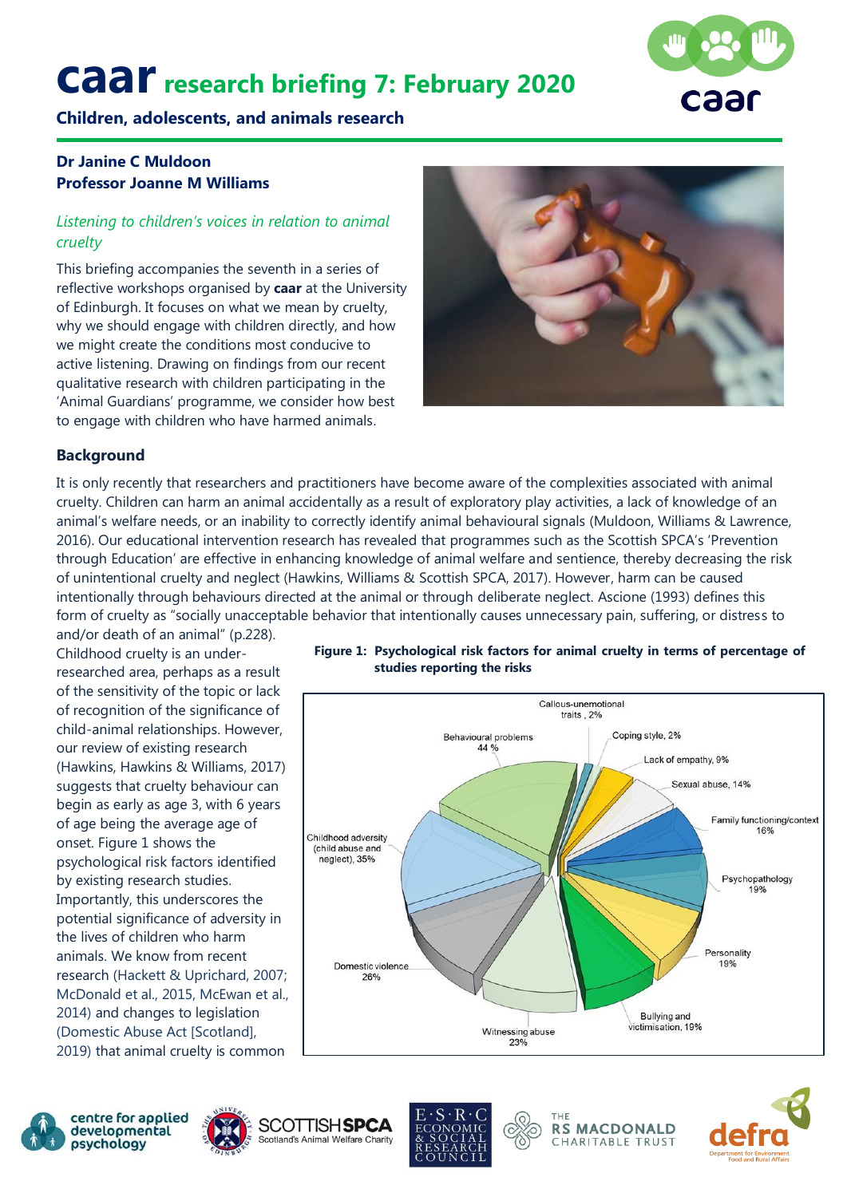# caar research briefing 7: February 2020

**Children, adolescents, and animals research**

**Dr Janine C Muldoon**
**Professor Joanne M Williams**

*Listening to children's voices in relation to animal cruelty*

This briefing accompanies the seventh in a series of reflective workshops organised by **caar** at the University of Edinburgh. It focuses on what we mean by cruelty, why we should engage with children directly, and how we might create the conditions most conducive to active listening. Drawing on findings from our recent qualitative research with children participating in the 'Animal Guardians' programme, we consider how best to engage with children who have harmed animals.

## Background

It is only recently that researchers and practitioners have become aware of the complexities associated with animal cruelty. Children can harm an animal accidentally as a result of exploratory play activities, a lack of knowledge of an animal's welfare needs, or an inability to correctly identify animal behavioural signals (Muldoon, Williams & Lawrence, 2016). Our educational intervention research has revealed that programmes such as the Scottish SPCA's 'Prevention through Education' are effective in enhancing knowledge of animal welfare and sentience, thereby decreasing the risk of unintentional cruelty and neglect (Hawkins, Williams & Scottish SPCA, 2017). However, harm can be caused intentionally through behaviours directed at the animal or through deliberate neglect. Ascione (1993) defines this form of cruelty as "socially unacceptable behavior that intentionally causes unnecessary pain, suffering, or distress to and/or death of an animal" (p.228).

Childhood cruelty is an under-researched area, perhaps as a result of the sensitivity of the topic or lack of recognition of the significance of child-animal relationships. However, our review of existing research (Hawkins, Hawkins & Williams, 2017) suggests that cruelty behaviour can begin as early as age 3, with 6 years of age being the average age of onset. Figure 1 shows the psychological risk factors identified by existing research studies. Importantly, this underscores the potential significance of adversity in the lives of children who harm animals. We know from recent research (Hackett & Uprichard, 2007; McDonald et al., 2015, McEwan et al., 2014) and changes to legislation (Domestic Abuse Act [Scotland], 2019) that animal cruelty is common

**Figure 1: Psychological risk factors for animal cruelty in terms of percentage of studies reporting the risks**

| Risk factor | % of studies |
|---|---|
| Behavioural problems | 44% |
| Callous-unemotional traits | 2% |
| Coping style | 2% |
| Lack of empathy | 9% |
| Sexual abuse | 14% |
| Family functioning/context | 16% |
| Psychopathology | 19% |
| Personality | 19% |
| Bullying and victimisation | 19% |
| Witnessing abuse | 23% |
| Domestic violence | 26% |
| Childhood adversity (child abuse and neglect) | 35% |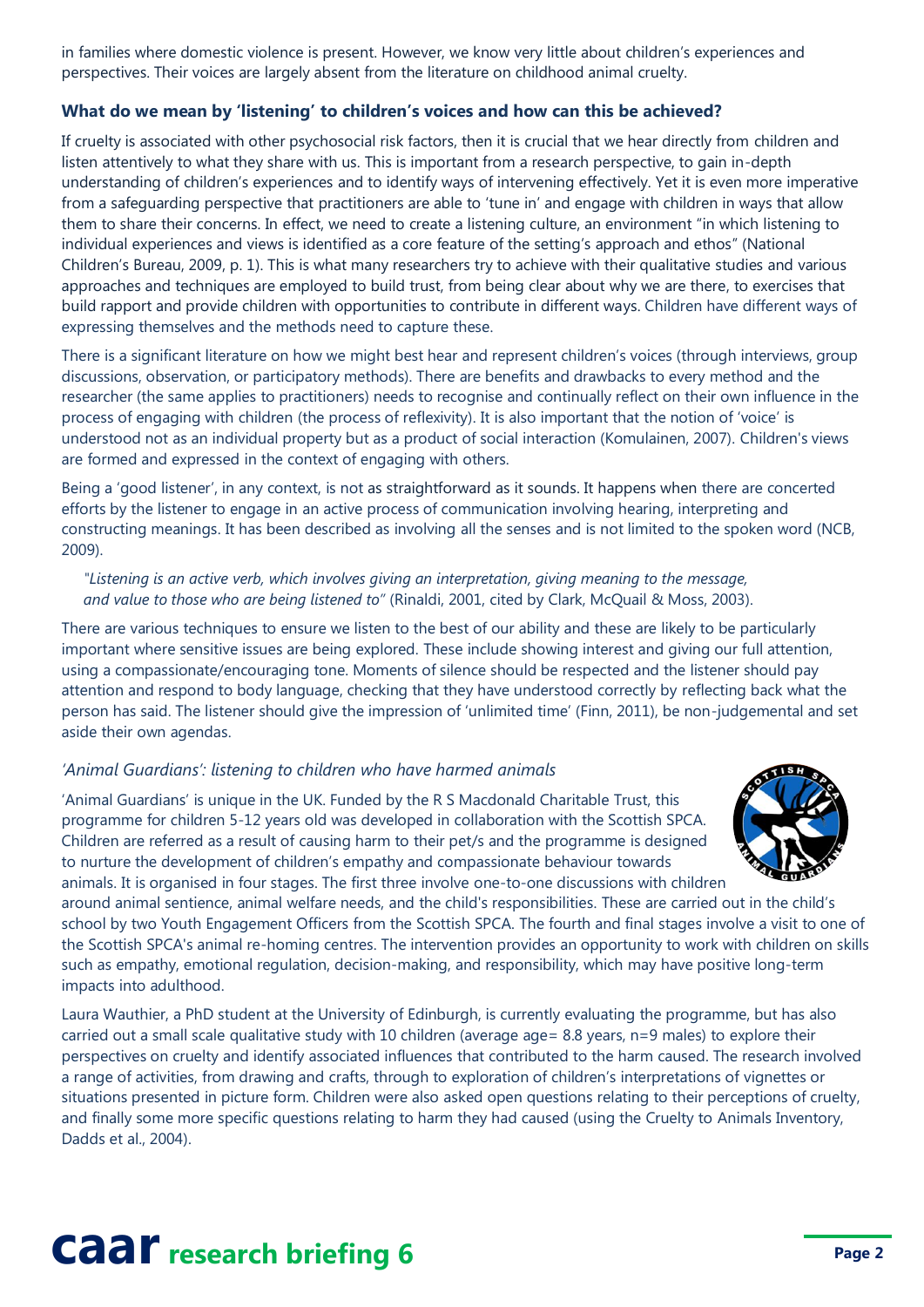in families where domestic violence is present. However, we know very little about children's experiences and perspectives. Their voices are largely absent from the literature on childhood animal cruelty.

### What do we mean by 'listening' to children's voices and how can this be achieved?

If cruelty is associated with other psychosocial risk factors, then it is crucial that we hear directly from children and listen attentively to what they share with us. This is important from a research perspective, to gain in-depth understanding of children's experiences and to identify ways of intervening effectively. Yet it is even more imperative from a safeguarding perspective that practitioners are able to 'tune in' and engage with children in ways that allow them to share their concerns. In effect, we need to create a listening culture, an environment "in which listening to individual experiences and views is identified as a core feature of the setting's approach and ethos" (National Children's Bureau, 2009, p. 1). This is what many researchers try to achieve with their qualitative studies and various approaches and techniques are employed to build trust, from being clear about why we are there, to exercises that build rapport and provide children with opportunities to contribute in different ways. Children have different ways of expressing themselves and the methods need to capture these.

There is a significant literature on how we might best hear and represent children's voices (through interviews, group discussions, observation, or participatory methods). There are benefits and drawbacks to every method and the researcher (the same applies to practitioners) needs to recognise and continually reflect on their own influence in the process of engaging with children (the process of reflexivity). It is also important that the notion of 'voice' is understood not as an individual property but as a product of social interaction (Komulainen, 2007). Children's views are formed and expressed in the context of engaging with others.

Being a 'good listener', in any context, is not as straightforward as it sounds. It happens when there are concerted efforts by the listener to engage in an active process of communication involving hearing, interpreting and constructing meanings. It has been described as involving all the senses and is not limited to the spoken word (NCB, 2009).

> *"Listening is an active verb, which involves giving an interpretation, giving meaning to the message, and value to those who are being listened to"* (Rinaldi, 2001, cited by Clark, McQuail & Moss, 2003).

There are various techniques to ensure we listen to the best of our ability and these are likely to be particularly important where sensitive issues are being explored. These include showing interest and giving our full attention, using a compassionate/encouraging tone. Moments of silence should be respected and the listener should pay attention and respond to body language, checking that they have understood correctly by reflecting back what the person has said. The listener should give the impression of 'unlimited time' (Finn, 2011), be non-judgemental and set aside their own agendas.

### *'Animal Guardians': listening to children who have harmed animals*

'Animal Guardians' is unique in the UK. Funded by the R S Macdonald Charitable Trust, this programme for children 5-12 years old was developed in collaboration with the Scottish SPCA. Children are referred as a result of causing harm to their pet/s and the programme is designed to nurture the development of children's empathy and compassionate behaviour towards animals. It is organised in four stages. The first three involve one-to-one discussions with children around animal sentience, animal welfare needs, and the child's responsibilities. These are carried out in the child's school by two Youth Engagement Officers from the Scottish SPCA. The fourth and final stages involve a visit to one of the Scottish SPCA's animal re-homing centres. The intervention provides an opportunity to work with children on skills such as empathy, emotional regulation, decision-making, and responsibility, which may have positive long-term impacts into adulthood.

Laura Wauthier, a PhD student at the University of Edinburgh, is currently evaluating the programme, but has also carried out a small scale qualitative study with 10 children (average age= 8.8 years, n=9 males) to explore their perspectives on cruelty and identify associated influences that contributed to the harm caused. The research involved a range of activities, from drawing and crafts, through to exploration of children's interpretations of vignettes or situations presented in picture form. Children were also asked open questions relating to their perceptions of cruelty, and finally some more specific questions relating to harm they had caused (using the Cruelty to Animals Inventory, Dadds et al., 2004).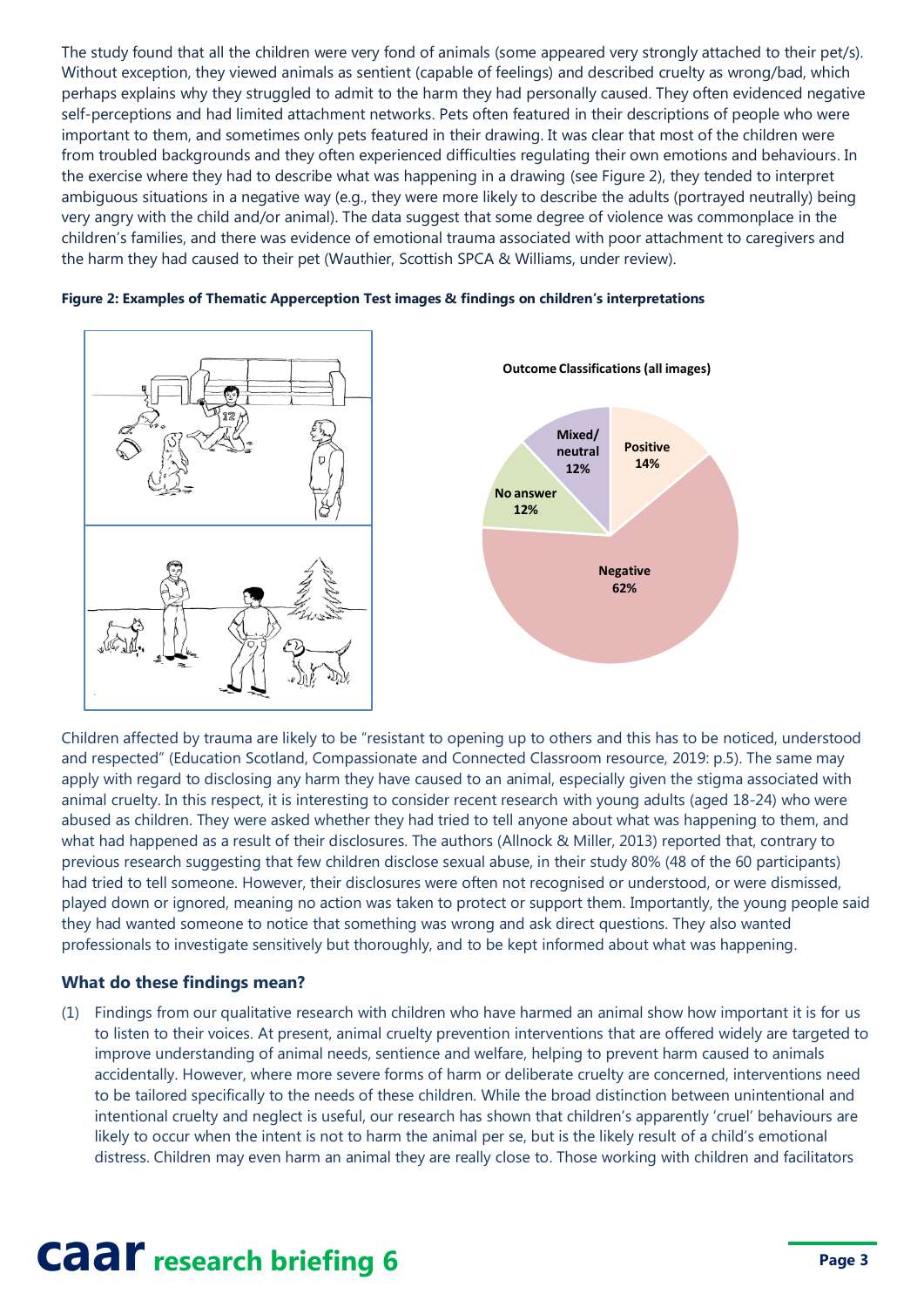The study found that all the children were very fond of animals (some appeared very strongly attached to their pet/s). Without exception, they viewed animals as sentient (capable of feelings) and described cruelty as wrong/bad, which perhaps explains why they struggled to admit to the harm they had personally caused. They often evidenced negative self-perceptions and had limited attachment networks. Pets often featured in their descriptions of people who were important to them, and sometimes only pets featured in their drawing. It was clear that most of the children were from troubled backgrounds and they often experienced difficulties regulating their own emotions and behaviours. In the exercise where they had to describe what was happening in a drawing (see Figure 2), they tended to interpret ambiguous situations in a negative way (e.g., they were more likely to describe the adults (portrayed neutrally) being very angry with the child and/or animal). The data suggest that some degree of violence was commonplace in the children's families, and there was evidence of emotional trauma associated with poor attachment to caregivers and the harm they had caused to their pet (Wauthier, Scottish SPCA & Williams, under review).

**Figure 2: Examples of Thematic Apperception Test images & findings on children's interpretations**

**Outcome Classifications (all images)**

| Classification | % |
|---|---|
| Positive | 14% |
| Negative | 62% |
| No answer | 12% |
| Mixed/ neutral | 12% |

Children affected by trauma are likely to be "resistant to opening up to others and this has to be noticed, understood and respected" (Education Scotland, Compassionate and Connected Classroom resource, 2019: p.5). The same may apply with regard to disclosing any harm they have caused to an animal, especially given the stigma associated with animal cruelty. In this respect, it is interesting to consider recent research with young adults (aged 18-24) who were abused as children. They were asked whether they had tried to tell anyone about what was happening to them, and what had happened as a result of their disclosures. The authors (Allnock & Miller, 2013) reported that, contrary to previous research suggesting that few children disclose sexual abuse, in their study 80% (48 of the 60 participants) had tried to tell someone. However, their disclosures were often not recognised or understood, or were dismissed, played down or ignored, meaning no action was taken to protect or support them. Importantly, the young people said they had wanted someone to notice that something was wrong and ask direct questions. They also wanted professionals to investigate sensitively but thoroughly, and to be kept informed about what was happening.

### What do these findings mean?

(1) Findings from our qualitative research with children who have harmed an animal show how important it is for us to listen to their voices. At present, animal cruelty prevention interventions that are offered widely are targeted to improve understanding of animal needs, sentience and welfare, helping to prevent harm caused to animals accidentally. However, where more severe forms of harm or deliberate cruelty are concerned, interventions need to be tailored specifically to the needs of these children. While the broad distinction between unintentional and intentional cruelty and neglect is useful, our research has shown that children's apparently 'cruel' behaviours are likely to occur when the intent is not to harm the animal per se, but is the likely result of a child's emotional distress. Children may even harm an animal they are really close to. Those working with children and facilitators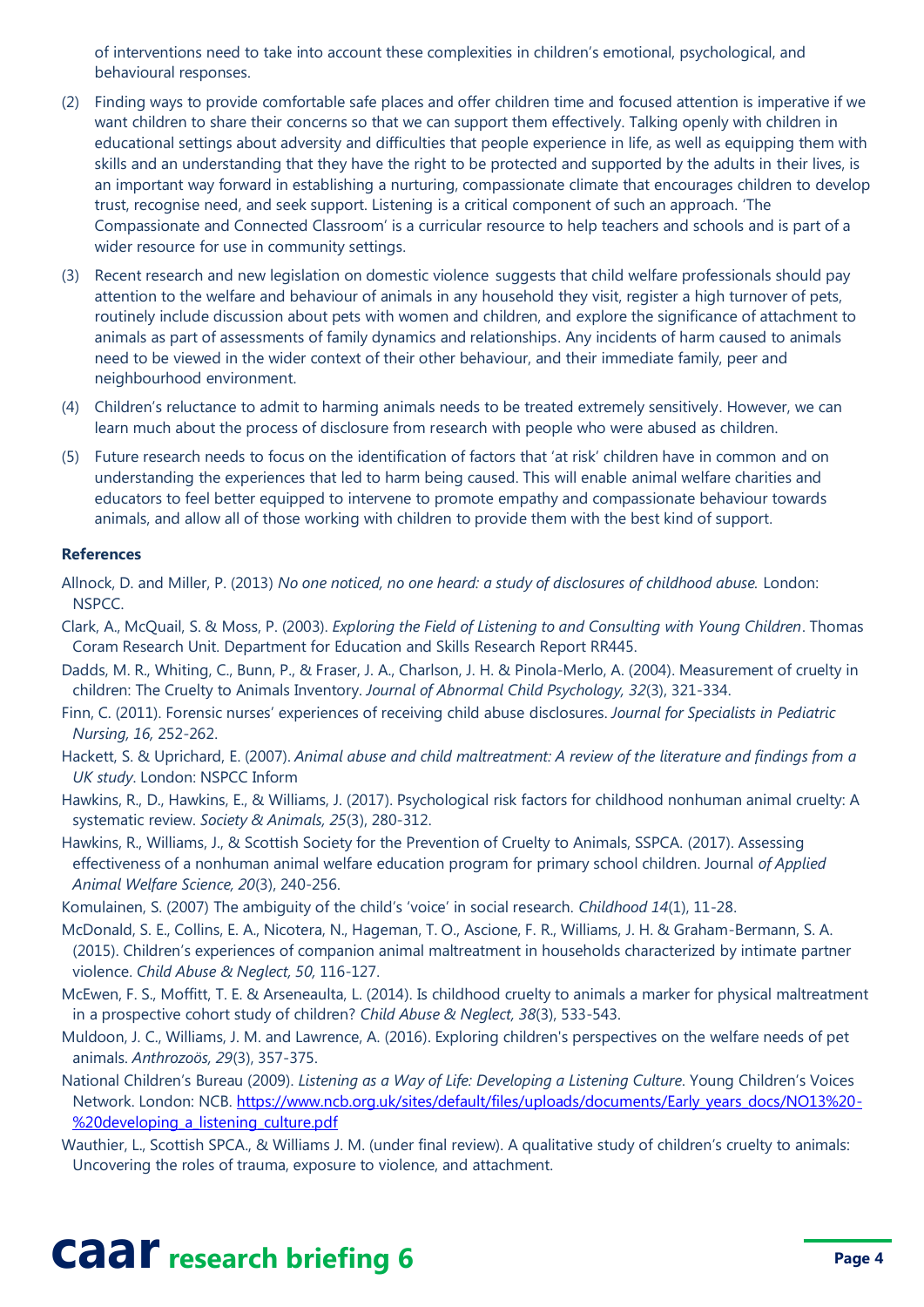of interventions need to take into account these complexities in children's emotional, psychological, and behavioural responses.

(2) Finding ways to provide comfortable safe places and offer children time and focused attention is imperative if we want children to share their concerns so that we can support them effectively. Talking openly with children in educational settings about adversity and difficulties that people experience in life, as well as equipping them with skills and an understanding that they have the right to be protected and supported by the adults in their lives, is an important way forward in establishing a nurturing, compassionate climate that encourages children to develop trust, recognise need, and seek support. Listening is a critical component of such an approach. 'The Compassionate and Connected Classroom' is a curricular resource to help teachers and schools and is part of a wider resource for use in community settings.

(3) Recent research and new legislation on domestic violence suggests that child welfare professionals should pay attention to the welfare and behaviour of animals in any household they visit, register a high turnover of pets, routinely include discussion about pets with women and children, and explore the significance of attachment to animals as part of assessments of family dynamics and relationships. Any incidents of harm caused to animals need to be viewed in the wider context of their other behaviour, and their immediate family, peer and neighbourhood environment.

(4) Children's reluctance to admit to harming animals needs to be treated extremely sensitively. However, we can learn much about the process of disclosure from research with people who were abused as children.

(5) Future research needs to focus on the identification of factors that 'at risk' children have in common and on understanding the experiences that led to harm being caused. This will enable animal welfare charities and educators to feel better equipped to intervene to promote empathy and compassionate behaviour towards animals, and allow all of those working with children to provide them with the best kind of support.

**References**

Allnock, D. and Miller, P. (2013) *No one noticed, no one heard: a study of disclosures of childhood abuse.* London: NSPCC.

Clark, A., McQuail, S. & Moss, P. (2003). *Exploring the Field of Listening to and Consulting with Young Children*. Thomas Coram Research Unit. Department for Education and Skills Research Report RR445.

Dadds, M. R., Whiting, C., Bunn, P., & Fraser, J. A., Charlson, J. H. & Pinola-Merlo, A. (2004). Measurement of cruelty in children: The Cruelty to Animals Inventory. *Journal of Abnormal Child Psychology, 32*(3), 321-334.

Finn, C. (2011). Forensic nurses' experiences of receiving child abuse disclosures. *Journal for Specialists in Pediatric Nursing, 16,* 252-262.

Hackett, S. & Uprichard, E. (2007). *Animal abuse and child maltreatment: A review of the literature and findings from a UK study*. London: NSPCC Inform

Hawkins, R., D., Hawkins, E., & Williams, J. (2017). Psychological risk factors for childhood nonhuman animal cruelty: A systematic review. *Society & Animals, 25*(3), 280-312.

Hawkins, R., Williams, J., & Scottish Society for the Prevention of Cruelty to Animals, SSPCA. (2017). Assessing effectiveness of a nonhuman animal welfare education program for primary school children. Journal *of Applied Animal Welfare Science, 20*(3), 240-256.

Komulainen, S. (2007) The ambiguity of the child's 'voice' in social research. *Childhood 14*(1), 11-28.

McDonald, S. E., Collins, E. A., Nicotera, N., Hageman, T. O., Ascione, F. R., Williams, J. H. & Graham-Bermann, S. A. (2015). Children's experiences of companion animal maltreatment in households characterized by intimate partner violence. *Child Abuse & Neglect, 50,* 116-127.

McEwen, F. S., Moffitt, T. E. & Arseneaulta, L. (2014). Is childhood cruelty to animals a marker for physical maltreatment in a prospective cohort study of children? *Child Abuse & Neglect, 38*(3), 533-543.

Muldoon, J. C., Williams, J. M. and Lawrence, A. (2016). Exploring children's perspectives on the welfare needs of pet animals. *Anthrozoös, 29*(3), 357-375.

National Children's Bureau (2009). *Listening as a Way of Life: Developing a Listening Culture*. Young Children's Voices Network. London: NCB. https://www.ncb.org.uk/sites/default/files/uploads/documents/Early_years_docs/NO13%20-%20developing_a_listening_culture.pdf

Wauthier, L., Scottish SPCA., & Williams J. M. (under final review). A qualitative study of children's cruelty to animals: Uncovering the roles of trauma, exposure to violence, and attachment.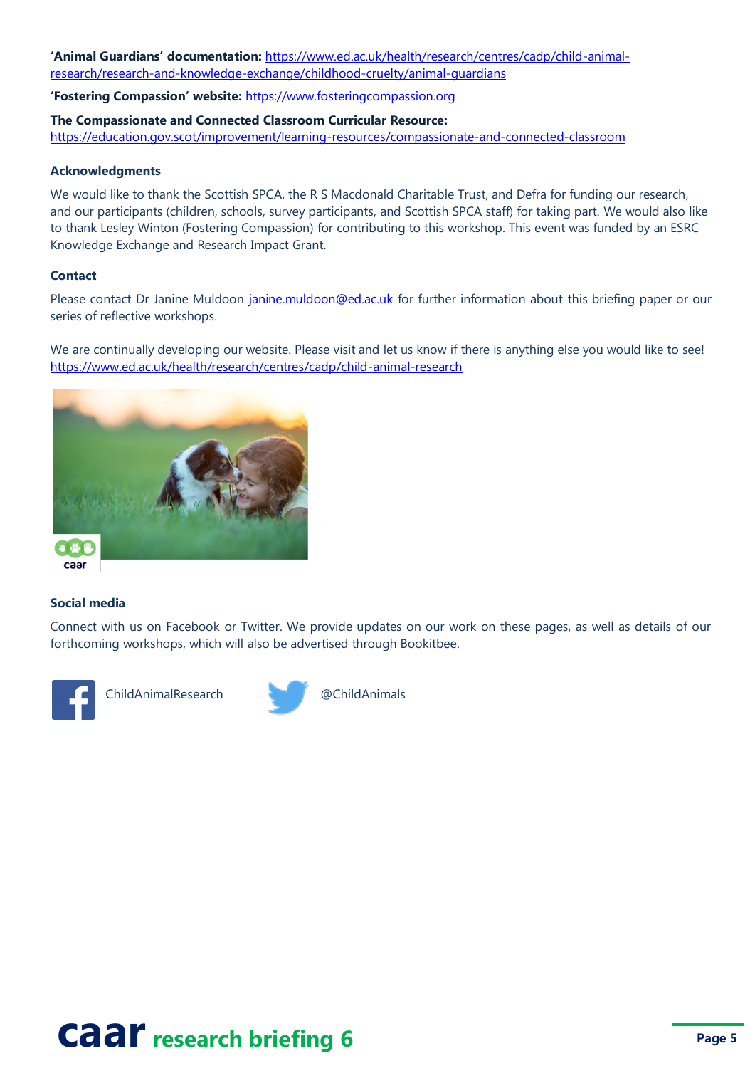**'Animal Guardians' documentation:** https://www.ed.ac.uk/health/research/centres/cadp/child-animal-research/research-and-knowledge-exchange/childhood-cruelty/animal-guardians

**'Fostering Compassion' website:** https://www.fosteringcompassion.org

**The Compassionate and Connected Classroom Curricular Resource:** https://education.gov.scot/improvement/learning-resources/compassionate-and-connected-classroom

### Acknowledgments

We would like to thank the Scottish SPCA, the R S Macdonald Charitable Trust, and Defra for funding our research, and our participants (children, schools, survey participants, and Scottish SPCA staff) for taking part. We would also like to thank Lesley Winton (Fostering Compassion) for contributing to this workshop. This event was funded by an ESRC Knowledge Exchange and Research Impact Grant.

### Contact

Please contact Dr Janine Muldoon janine.muldoon@ed.ac.uk for further information about this briefing paper or our series of reflective workshops.

We are continually developing our website. Please visit and let us know if there is anything else you would like to see! https://www.ed.ac.uk/health/research/centres/cadp/child-animal-research

### Social media

Connect with us on Facebook or Twitter. We provide updates on our work on these pages, as well as details of our forthcoming workshops, which will also be advertised through Bookitbee.

ChildAnimalResearch

@ChildAnimals